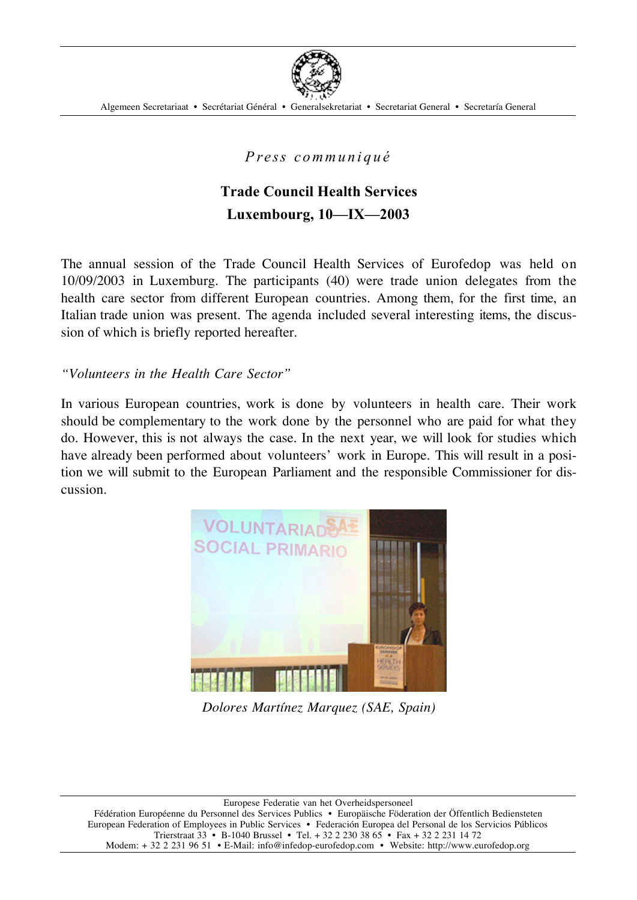Algemeen Secretariaat • Secrétariat Général • Generalsekretariat • Secretariat General • Secretaría General

*Press communiqué*

# Trade Council Health Services

## Luxembourg, 10—IX—2003

The annual session of the Trade Council Health Services of Eurofedop was held on 10/09/2003 in Luxemburg. The participants (40) were trade union delegates from the health care sector from different European countries. Among them, for the first time, an Italian trade union was present. The agenda included several interesting items, the discussion of which is briefly reported hereafter.

*"Volunteers in the Health Care Sector"*

In various European countries, work is done by volunteers in health care. Their work should be complementary to the work done by the personnel who are paid for what they do. However, this is not always the case. In the next year, we will look for studies which have already been performed about volunteers' work in Europe. This will result in a position we will submit to the European Parliament and the responsible Commissioner for discussion.

*Dolores Martínez Marquez (SAE, Spain)*

Europese Federatie van het Overheidspersoneel
Fédération Européenne du Personnel des Services Publics • Europäische Föderation der Öffentlich Bediensteten
European Federation of Employees in Public Services • Federación Europea del Personal de los Servicios Públicos
Trierstraat 33 • B-1040 Brussel • Tel. + 32 2 230 38 65 • Fax + 32 2 231 14 72
Modem: + 32 2 231 96 51 • E-Mail: info@infedop-eurofedop.com • Website: http://www.eurofedop.org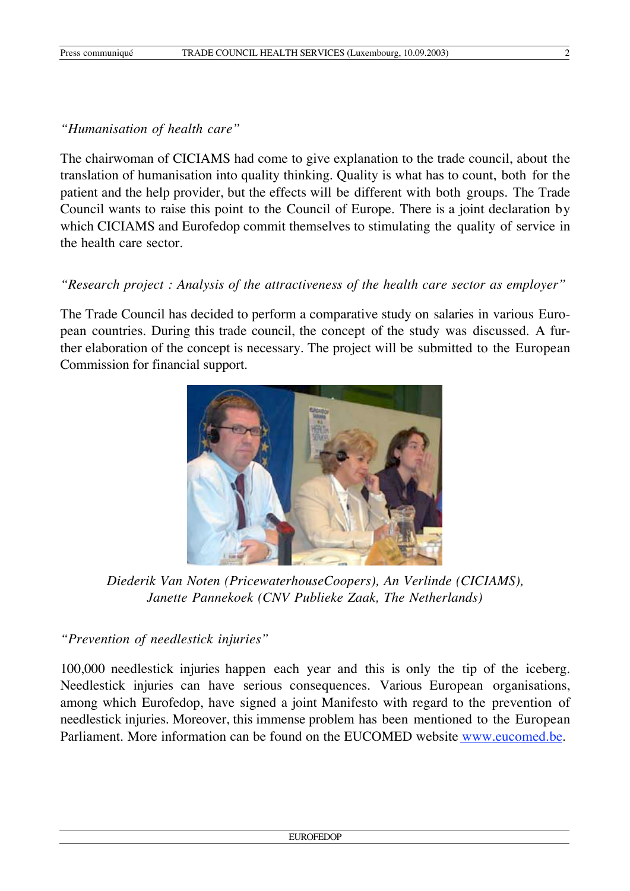*"Humanisation of health care"*

The chairwoman of CICIAMS had come to give explanation to the trade council, about the translation of humanisation into quality thinking. Quality is what has to count, both for the patient and the help provider, but the effects will be different with both groups. The Trade Council wants to raise this point to the Council of Europe. There is a joint declaration by which CICIAMS and Eurofedop commit themselves to stimulating the quality of service in the health care sector.

*"Research project : Analysis of the attractiveness of the health care sector as employer"*

The Trade Council has decided to perform a comparative study on salaries in various European countries. During this trade council, the concept of the study was discussed. A further elaboration of the concept is necessary. The project will be submitted to the European Commission for financial support.

*Diederik Van Noten (PricewaterhouseCoopers), An Verlinde (CICIAMS), Janette Pannekoek (CNV Publieke Zaak, The Netherlands)*

*"Prevention of needlestick injuries"*

100,000 needlestick injuries happen each year and this is only the tip of the iceberg. Needlestick injuries can have serious consequences. Various European organisations, among which Eurofedop, have signed a joint Manifesto with regard to the prevention of needlestick injuries. Moreover, this immense problem has been mentioned to the European Parliament. More information can be found on the EUCOMED website [www.eucomed.be](http://www.eucomed.be).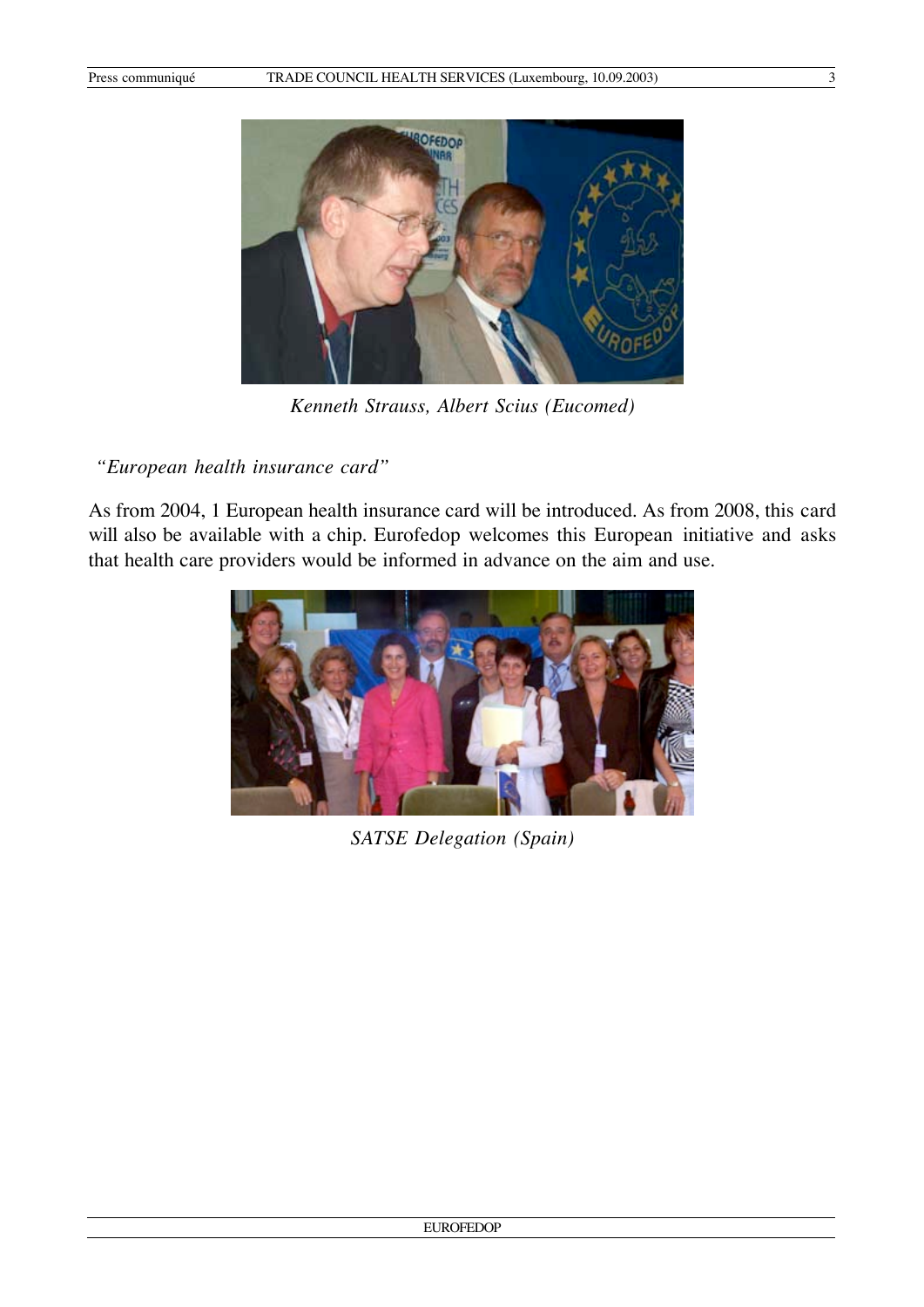*Kenneth Strauss, Albert Scius (Eucomed)*

*"European health insurance card"*

As from 2004, 1 European health insurance card will be introduced. As from 2008, this card will also be available with a chip. Eurofedop welcomes this European initiative and asks that health care providers would be informed in advance on the aim and use.

*SATSE Delegation (Spain)*